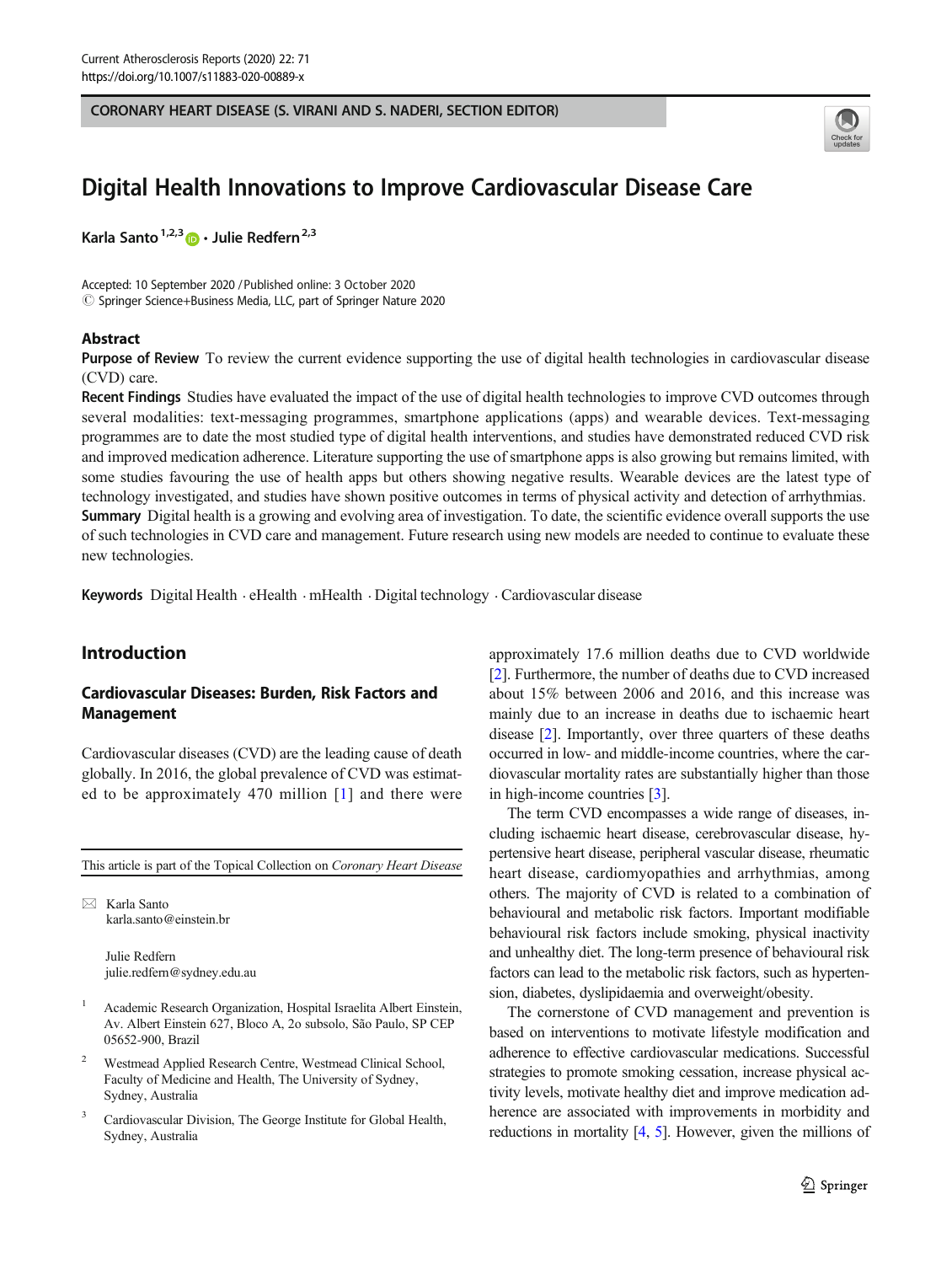CORONARY HEART DISEASE (S. VIRANI AND S. NADERI, SECTION EDITOR)

# Digital Health Innovations to Improve Cardiovascular Disease Care

Karla Santo[1,2,3] · Julie Redfern[2,3]

Accepted: 10 September 2020 / Published online: 3 October 2020
© Springer Science+Business Media, LLC, part of Springer Nature 2020

## Abstract

**Purpose of Review** To review the current evidence supporting the use of digital health technologies in cardiovascular disease (CVD) care.

**Recent Findings** Studies have evaluated the impact of the use of digital health technologies to improve CVD outcomes through several modalities: text-messaging programmes, smartphone applications (apps) and wearable devices. Text-messaging programmes are to date the most studied type of digital health interventions, and studies have demonstrated reduced CVD risk and improved medication adherence. Literature supporting the use of smartphone apps is also growing but remains limited, with some studies favouring the use of health apps but others showing negative results. Wearable devices are the latest type of technology investigated, and studies have shown positive outcomes in terms of physical activity and detection of arrhythmias.

**Summary** Digital health is a growing and evolving area of investigation. To date, the scientific evidence overall supports the use of such technologies in CVD care and management. Future research using new models are needed to continue to evaluate these new technologies.

**Keywords** Digital Health · eHealth · mHealth · Digital technology · Cardiovascular disease

## Introduction

### Cardiovascular Diseases: Burden, Risk Factors and Management

Cardiovascular diseases (CVD) are the leading cause of death globally. In 2016, the global prevalence of CVD was estimated to be approximately 470 million [1] and there were approximately 17.6 million deaths due to CVD worldwide [2]. Furthermore, the number of deaths due to CVD increased about 15% between 2006 and 2016, and this increase was mainly due to an increase in deaths due to ischaemic heart disease [2]. Importantly, over three quarters of these deaths occurred in low- and middle-income countries, where the cardiovascular mortality rates are substantially higher than those in high-income countries [3].

The term CVD encompasses a wide range of diseases, including ischaemic heart disease, cerebrovascular disease, hypertensive heart disease, peripheral vascular disease, rheumatic heart disease, cardiomyopathies and arrhythmias, among others. The majority of CVD is related to a combination of behavioural and metabolic risk factors. Important modifiable behavioural risk factors include smoking, physical inactivity and unhealthy diet. The long-term presence of behavioural risk factors can lead to the metabolic risk factors, such as hypertension, diabetes, dyslipidaemia and overweight/obesity.

The cornerstone of CVD management and prevention is based on interventions to motivate lifestyle modification and adherence to effective cardiovascular medications. Successful strategies to promote smoking cessation, increase physical activity levels, motivate healthy diet and improve medication adherence are associated with improvements in morbidity and reductions in mortality [4, 5]. However, given the millions of

---

This article is part of the Topical Collection on *Coronary Heart Disease*

✉ Karla Santo
karla.santo@einstein.br

Julie Redfern
julie.redfern@sydney.edu.au

1 Academic Research Organization, Hospital Israelita Albert Einstein, Av. Albert Einstein 627, Bloco A, 2o subsolo, São Paulo, SP CEP 05652-900, Brazil

2 Westmead Applied Research Centre, Westmead Clinical School, Faculty of Medicine and Health, The University of Sydney, Sydney, Australia

3 Cardiovascular Division, The George Institute for Global Health, Sydney, Australia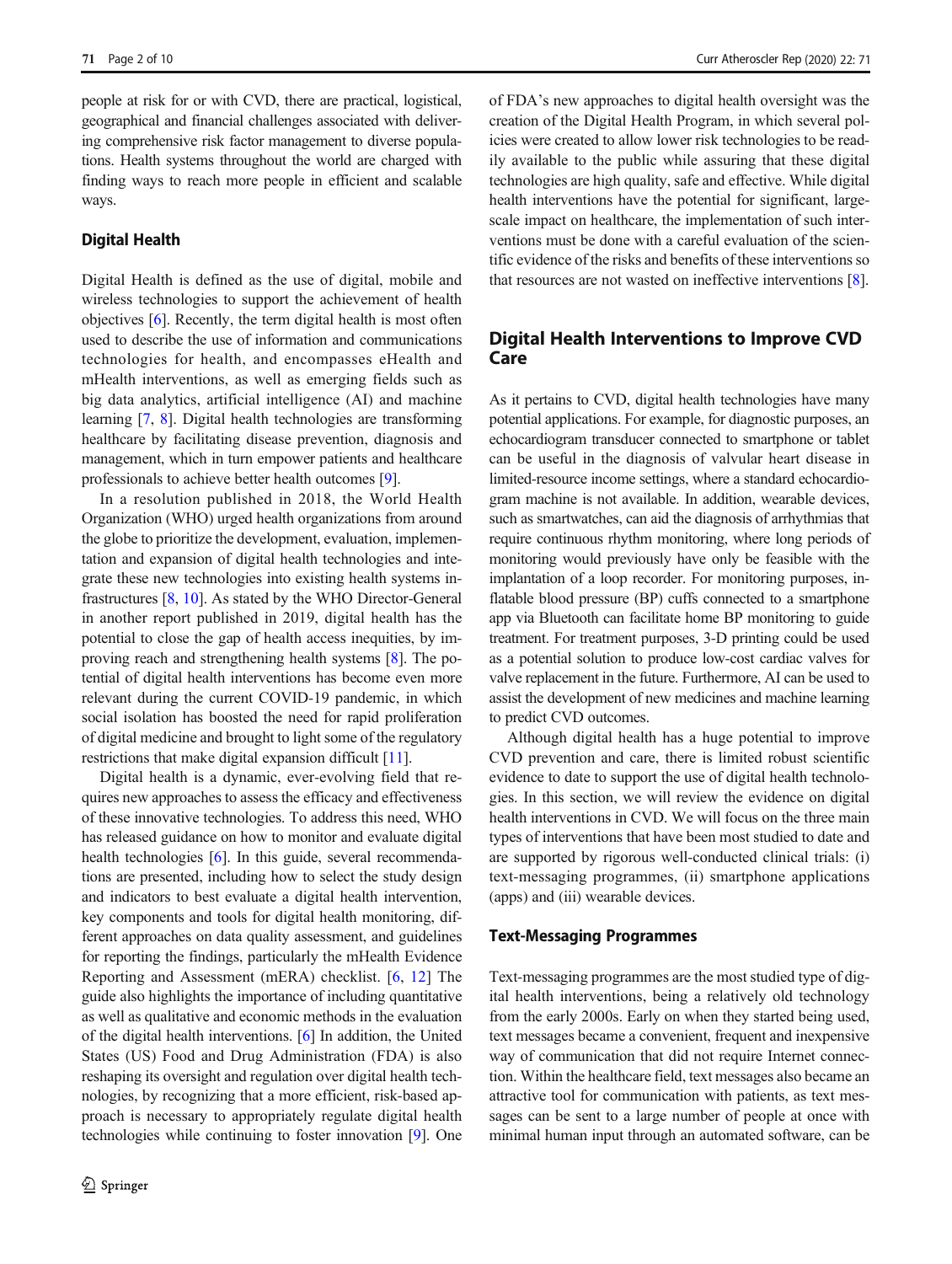people at risk for or with CVD, there are practical, logistical, geographical and financial challenges associated with delivering comprehensive risk factor management to diverse populations. Health systems throughout the world are charged with finding ways to reach more people in efficient and scalable ways.

### Digital Health

Digital Health is defined as the use of digital, mobile and wireless technologies to support the achievement of health objectives [6]. Recently, the term digital health is most often used to describe the use of information and communications technologies for health, and encompasses eHealth and mHealth interventions, as well as emerging fields such as big data analytics, artificial intelligence (AI) and machine learning [7, 8]. Digital health technologies are transforming healthcare by facilitating disease prevention, diagnosis and management, which in turn empower patients and healthcare professionals to achieve better health outcomes [9].

In a resolution published in 2018, the World Health Organization (WHO) urged health organizations from around the globe to prioritize the development, evaluation, implementation and expansion of digital health technologies and integrate these new technologies into existing health systems infrastructures [8, 10]. As stated by the WHO Director-General in another report published in 2019, digital health has the potential to close the gap of health access inequities, by improving reach and strengthening health systems [8]. The potential of digital health interventions has become even more relevant during the current COVID-19 pandemic, in which social isolation has boosted the need for rapid proliferation of digital medicine and brought to light some of the regulatory restrictions that make digital expansion difficult [11].

Digital health is a dynamic, ever-evolving field that requires new approaches to assess the efficacy and effectiveness of these innovative technologies. To address this need, WHO has released guidance on how to monitor and evaluate digital health technologies [6]. In this guide, several recommendations are presented, including how to select the study design and indicators to best evaluate a digital health intervention, key components and tools for digital health monitoring, different approaches on data quality assessment, and guidelines for reporting the findings, particularly the mHealth Evidence Reporting and Assessment (mERA) checklist. [6, 12] The guide also highlights the importance of including quantitative as well as qualitative and economic methods in the evaluation of the digital health interventions. [6] In addition, the United States (US) Food and Drug Administration (FDA) is also reshaping its oversight and regulation over digital health technologies, by recognizing that a more efficient, risk-based approach is necessary to appropriately regulate digital health technologies while continuing to foster innovation [9]. One of FDA's new approaches to digital health oversight was the creation of the Digital Health Program, in which several policies were created to allow lower risk technologies to be readily available to the public while assuring that these digital technologies are high quality, safe and effective. While digital health interventions have the potential for significant, large-scale impact on healthcare, the implementation of such interventions must be done with a careful evaluation of the scientific evidence of the risks and benefits of these interventions so that resources are not wasted on ineffective interventions [8].

## Digital Health Interventions to Improve CVD Care

As it pertains to CVD, digital health technologies have many potential applications. For example, for diagnostic purposes, an echocardiogram transducer connected to smartphone or tablet can be useful in the diagnosis of valvular heart disease in limited-resource income settings, where a standard echocardiogram machine is not available. In addition, wearable devices, such as smartwatches, can aid the diagnosis of arrhythmias that require continuous rhythm monitoring, where long periods of monitoring would previously have only be feasible with the implantation of a loop recorder. For monitoring purposes, inflatable blood pressure (BP) cuffs connected to a smartphone app via Bluetooth can facilitate home BP monitoring to guide treatment. For treatment purposes, 3-D printing could be used as a potential solution to produce low-cost cardiac valves for valve replacement in the future. Furthermore, AI can be used to assist the development of new medicines and machine learning to predict CVD outcomes.

Although digital health has a huge potential to improve CVD prevention and care, there is limited robust scientific evidence to date to support the use of digital health technologies. In this section, we will review the evidence on digital health interventions in CVD. We will focus on the three main types of interventions that have been most studied to date and are supported by rigorous well-conducted clinical trials: (i) text-messaging programmes, (ii) smartphone applications (apps) and (iii) wearable devices.

### Text-Messaging Programmes

Text-messaging programmes are the most studied type of digital health interventions, being a relatively old technology from the early 2000s. Early on when they started being used, text messages became a convenient, frequent and inexpensive way of communication that did not require Internet connection. Within the healthcare field, text messages also became an attractive tool for communication with patients, as text messages can be sent to a large number of people at once with minimal human input through an automated software, can be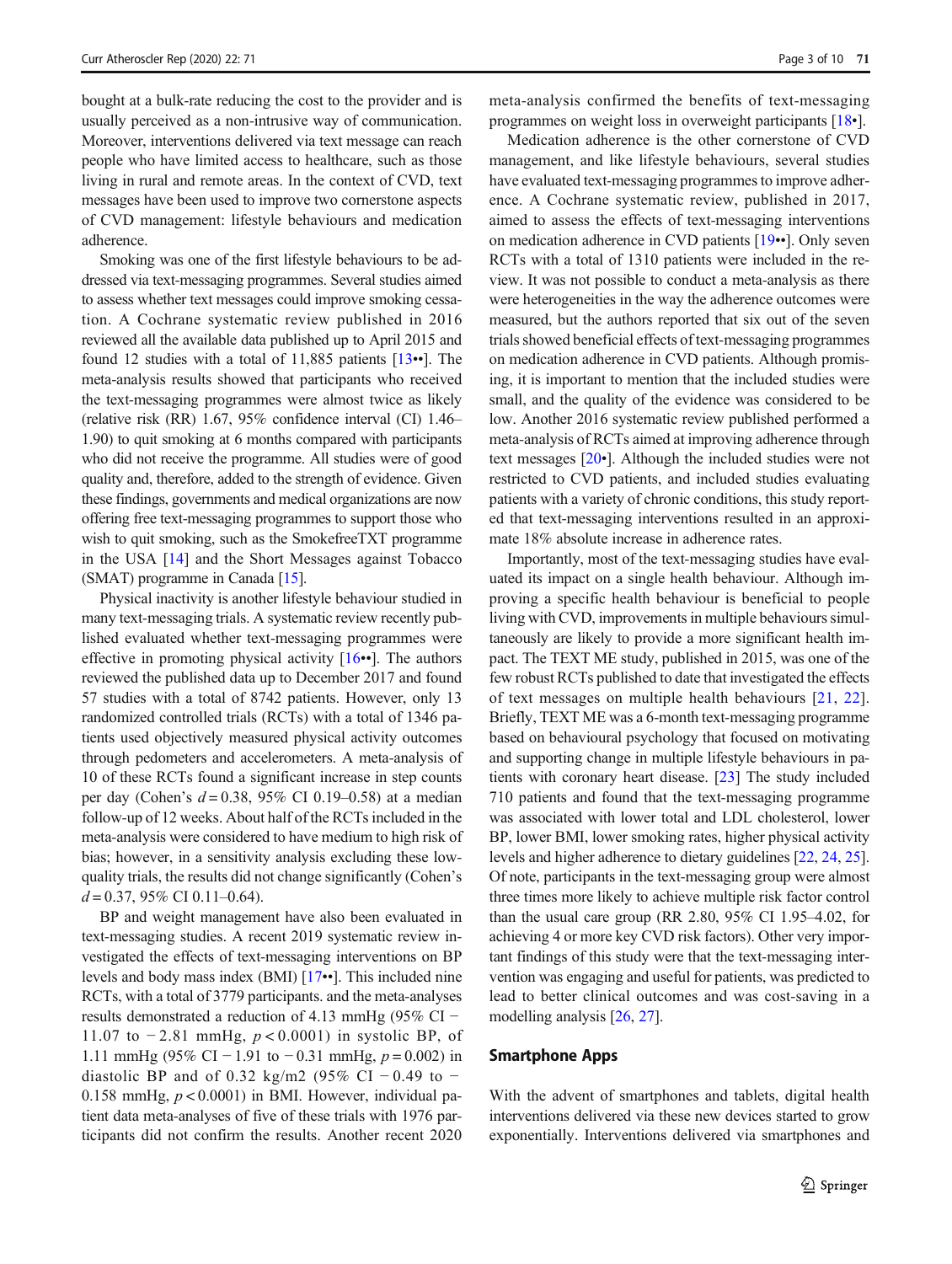bought at a bulk-rate reducing the cost to the provider and is usually perceived as a non-intrusive way of communication. Moreover, interventions delivered via text message can reach people who have limited access to healthcare, such as those living in rural and remote areas. In the context of CVD, text messages have been used to improve two cornerstone aspects of CVD management: lifestyle behaviours and medication adherence.

Smoking was one of the first lifestyle behaviours to be addressed via text-messaging programmes. Several studies aimed to assess whether text messages could improve smoking cessation. A Cochrane systematic review published in 2016 reviewed all the available data published up to April 2015 and found 12 studies with a total of 11,885 patients [13••]. The meta-analysis results showed that participants who received the text-messaging programmes were almost twice as likely (relative risk (RR) 1.67, 95% confidence interval (CI) 1.46–1.90) to quit smoking at 6 months compared with participants who did not receive the programme. All studies were of good quality and, therefore, added to the strength of evidence. Given these findings, governments and medical organizations are now offering free text-messaging programmes to support those who wish to quit smoking, such as the SmokefreeTXT programme in the USA [14] and the Short Messages against Tobacco (SMAT) programme in Canada [15].

Physical inactivity is another lifestyle behaviour studied in many text-messaging trials. A systematic review recently published evaluated whether text-messaging programmes were effective in promoting physical activity [16••]. The authors reviewed the published data up to December 2017 and found 57 studies with a total of 8742 patients. However, only 13 randomized controlled trials (RCTs) with a total of 1346 patients used objectively measured physical activity outcomes through pedometers and accelerometers. A meta-analysis of 10 of these RCTs found a significant increase in step counts per day (Cohen's $d = 0.38$, 95% CI 0.19–0.58) at a median follow-up of 12 weeks. About half of the RCTs included in the meta-analysis were considered to have medium to high risk of bias; however, in a sensitivity analysis excluding these low-quality trials, the results did not change significantly (Cohen's $d = 0.37$, 95% CI 0.11–0.64).

BP and weight management have also been evaluated in text-messaging studies. A recent 2019 systematic review investigated the effects of text-messaging interventions on BP levels and body mass index (BMI) [17••]. This included nine RCTs, with a total of 3779 participants. and the meta-analyses results demonstrated a reduction of 4.13 mmHg (95% CI −11.07 to −2.81 mmHg, $p < 0.0001$) in systolic BP, of 1.11 mmHg (95% CI −1.91 to −0.31 mmHg, $p = 0.002$) in diastolic BP and of 0.32 kg/m2 (95% CI −0.49 to −0.158 mmHg, $p < 0.0001$) in BMI. However, individual patient data meta-analyses of five of these trials with 1976 participants did not confirm the results. Another recent 2020 meta-analysis confirmed the benefits of text-messaging programmes on weight loss in overweight participants [18•].

Medication adherence is the other cornerstone of CVD management, and like lifestyle behaviours, several studies have evaluated text-messaging programmes to improve adherence. A Cochrane systematic review, published in 2017, aimed to assess the effects of text-messaging interventions on medication adherence in CVD patients [19••]. Only seven RCTs with a total of 1310 patients were included in the review. It was not possible to conduct a meta-analysis as there were heterogeneities in the way the adherence outcomes were measured, but the authors reported that six out of the seven trials showed beneficial effects of text-messaging programmes on medication adherence in CVD patients. Although promising, it is important to mention that the included studies were small, and the quality of the evidence was considered to be low. Another 2016 systematic review published performed a meta-analysis of RCTs aimed at improving adherence through text messages [20•]. Although the included studies were not restricted to CVD patients, and included studies evaluating patients with a variety of chronic conditions, this study reported that text-messaging interventions resulted in an approximate 18% absolute increase in adherence rates.

Importantly, most of the text-messaging studies have evaluated its impact on a single health behaviour. Although improving a specific health behaviour is beneficial to people living with CVD, improvements in multiple behaviours simultaneously are likely to provide a more significant health impact. The TEXT ME study, published in 2015, was one of the few robust RCTs published to date that investigated the effects of text messages on multiple health behaviours [21, 22]. Briefly, TEXT ME was a 6-month text-messaging programme based on behavioural psychology that focused on motivating and supporting change in multiple lifestyle behaviours in patients with coronary heart disease. [23] The study included 710 patients and found that the text-messaging programme was associated with lower total and LDL cholesterol, lower BP, lower BMI, lower smoking rates, higher physical activity levels and higher adherence to dietary guidelines [22, 24, 25]. Of note, participants in the text-messaging group were almost three times more likely to achieve multiple risk factor control than the usual care group (RR 2.80, 95% CI 1.95–4.02, for achieving 4 or more key CVD risk factors). Other very important findings of this study were that the text-messaging intervention was engaging and useful for patients, was predicted to lead to better clinical outcomes and was cost-saving in a modelling analysis [26, 27].

## Smartphone Apps

With the advent of smartphones and tablets, digital health interventions delivered via these new devices started to grow exponentially. Interventions delivered via smartphones and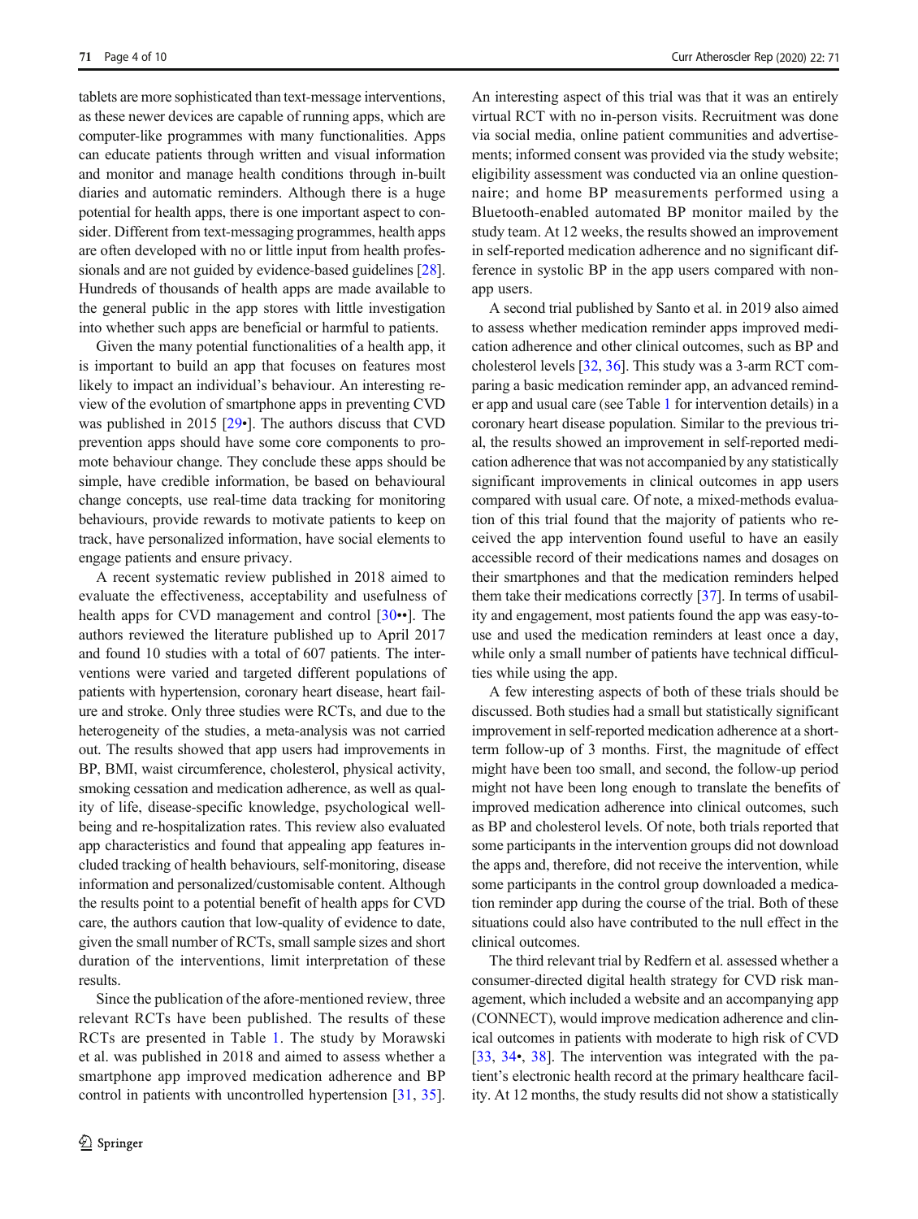tablets are more sophisticated than text-message interventions, as these newer devices are capable of running apps, which are computer-like programmes with many functionalities. Apps can educate patients through written and visual information and monitor and manage health conditions through in-built diaries and automatic reminders. Although there is a huge potential for health apps, there is one important aspect to consider. Different from text-messaging programmes, health apps are often developed with no or little input from health professionals and are not guided by evidence-based guidelines [28]. Hundreds of thousands of health apps are made available to the general public in the app stores with little investigation into whether such apps are beneficial or harmful to patients.

Given the many potential functionalities of a health app, it is important to build an app that focuses on features most likely to impact an individual's behaviour. An interesting review of the evolution of smartphone apps in preventing CVD was published in 2015 [29•]. The authors discuss that CVD prevention apps should have some core components to promote behaviour change. They conclude these apps should be simple, have credible information, be based on behavioural change concepts, use real-time data tracking for monitoring behaviours, provide rewards to motivate patients to keep on track, have personalized information, have social elements to engage patients and ensure privacy.

A recent systematic review published in 2018 aimed to evaluate the effectiveness, acceptability and usefulness of health apps for CVD management and control [30••]. The authors reviewed the literature published up to April 2017 and found 10 studies with a total of 607 patients. The interventions were varied and targeted different populations of patients with hypertension, coronary heart disease, heart failure and stroke. Only three studies were RCTs, and due to the heterogeneity of the studies, a meta-analysis was not carried out. The results showed that app users had improvements in BP, BMI, waist circumference, cholesterol, physical activity, smoking cessation and medication adherence, as well as quality of life, disease-specific knowledge, psychological well-being and re-hospitalization rates. This review also evaluated app characteristics and found that appealing app features included tracking of health behaviours, self-monitoring, disease information and personalized/customisable content. Although the results point to a potential benefit of health apps for CVD care, the authors caution that low-quality of evidence to date, given the small number of RCTs, small sample sizes and short duration of the interventions, limit interpretation of these results.

Since the publication of the afore-mentioned review, three relevant RCTs have been published. The results of these RCTs are presented in Table 1. The study by Morawski et al. was published in 2018 and aimed to assess whether a smartphone app improved medication adherence and BP control in patients with uncontrolled hypertension [31, 35]. An interesting aspect of this trial was that it was an entirely virtual RCT with no in-person visits. Recruitment was done via social media, online patient communities and advertisements; informed consent was provided via the study website; eligibility assessment was conducted via an online questionnaire; and home BP measurements performed using a Bluetooth-enabled automated BP monitor mailed by the study team. At 12 weeks, the results showed an improvement in self-reported medication adherence and no significant difference in systolic BP in the app users compared with non-app users.

A second trial published by Santo et al. in 2019 also aimed to assess whether medication reminder apps improved medication adherence and other clinical outcomes, such as BP and cholesterol levels [32, 36]. This study was a 3-arm RCT comparing a basic medication reminder app, an advanced reminder app and usual care (see Table 1 for intervention details) in a coronary heart disease population. Similar to the previous trial, the results showed an improvement in self-reported medication adherence that was not accompanied by any statistically significant improvements in clinical outcomes in app users compared with usual care. Of note, a mixed-methods evaluation of this trial found that the majority of patients who received the app intervention found useful to have an easily accessible record of their medications names and dosages on their smartphones and that the medication reminders helped them take their medications correctly [37]. In terms of usability and engagement, most patients found the app was easy-to-use and used the medication reminders at least once a day, while only a small number of patients have technical difficulties while using the app.

A few interesting aspects of both of these trials should be discussed. Both studies had a small but statistically significant improvement in self-reported medication adherence at a short-term follow-up of 3 months. First, the magnitude of effect might have been too small, and second, the follow-up period might not have been long enough to translate the benefits of improved medication adherence into clinical outcomes, such as BP and cholesterol levels. Of note, both trials reported that some participants in the intervention groups did not download the apps and, therefore, did not receive the intervention, while some participants in the control group downloaded a medication reminder app during the course of the trial. Both of these situations could also have contributed to the null effect in the clinical outcomes.

The third relevant trial by Redfern et al. assessed whether a consumer-directed digital health strategy for CVD risk management, which included a website and an accompanying app (CONNECT), would improve medication adherence and clinical outcomes in patients with moderate to high risk of CVD [33, 34•, 38]. The intervention was integrated with the patient's electronic health record at the primary healthcare facility. At 12 months, the study results did not show a statistically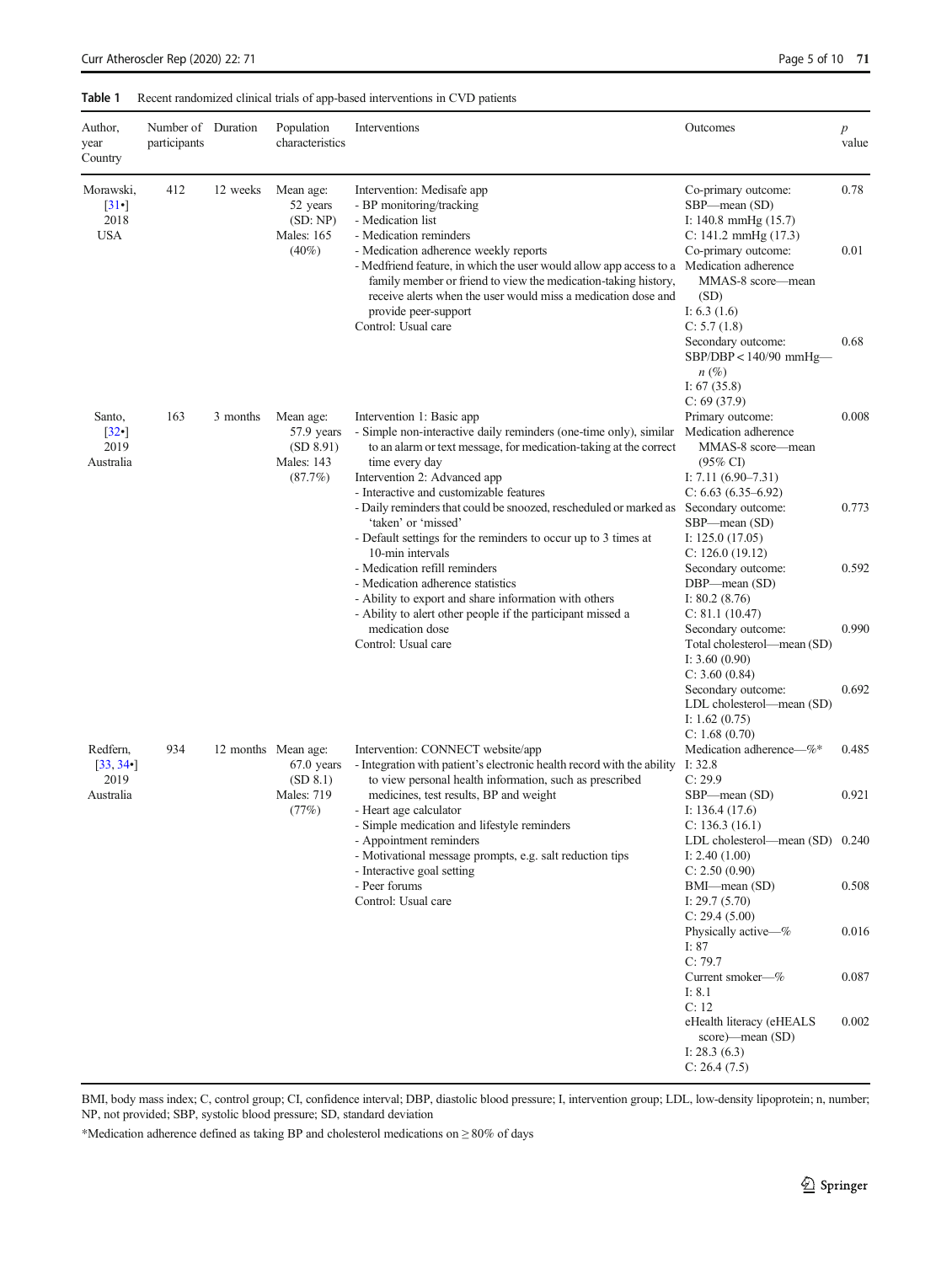**Table 1** Recent randomized clinical trials of app-based interventions in CVD patients

| Author, year Country | Number of participants | Duration | Population characteristics | Interventions | Outcomes | *p* value |
|---|---|---|---|---|---|---|
| Morawski, [31•] 2018 USA | 412 | 12 weeks | Mean age: 52 years (SD: NP) Males: 165 (40%) | Intervention: Medisafe app<br>- BP monitoring/tracking<br>- Medication list<br>- Medication reminders<br>- Medication adherence weekly reports<br>- Medfriend feature, in which the user would allow app access to a family member or friend to view the medication-taking history, receive alerts when the user would miss a medication dose and provide peer-support<br>Control: Usual care | Co-primary outcome: SBP—mean (SD)<br>I: 140.8 mmHg (15.7)<br>C: 141.2 mmHg (17.3) | 0.78 |
| | | | | | Co-primary outcome: Medication adherence MMAS-8 score—mean (SD)<br>I: 6.3 (1.6)<br>C: 5.7 (1.8) | 0.01 |
| | | | | | Secondary outcome: SBP/DBP < 140/90 mmHg—*n* (%)<br>I: 67 (35.8)<br>C: 69 (37.9) | 0.68 |
| Santo, [32•] 2019 Australia | 163 | 3 months | Mean age: 57.9 years (SD 8.91) Males: 143 (87.7%) | Intervention 1: Basic app<br>- Simple non-interactive daily reminders (one-time only), similar to an alarm or text message, for medication-taking at the correct time every day<br>Intervention 2: Advanced app<br>- Interactive and customizable features<br>- Daily reminders that could be snoozed, rescheduled or marked as 'taken' or 'missed'<br>- Default settings for the reminders to occur up to 3 times at 10-min intervals<br>- Medication refill reminders<br>- Medication adherence statistics<br>- Ability to export and share information with others<br>- Ability to alert other people if the participant missed a medication dose<br>Control: Usual care | Primary outcome: Medication adherence MMAS-8 score—mean (95% CI)<br>I: 7.11 (6.90–7.31)<br>C: 6.63 (6.35–6.92) | 0.008 |
| | | | | | Secondary outcome: SBP—mean (SD)<br>I: 125.0 (17.05)<br>C: 126.0 (19.12) | 0.773 |
| | | | | | Secondary outcome: DBP—mean (SD)<br>I: 80.2 (8.76)<br>C: 81.1 (10.47) | 0.592 |
| | | | | | Secondary outcome: Total cholesterol—mean (SD)<br>I: 3.60 (0.90)<br>C: 3.60 (0.84) | 0.990 |
| | | | | | Secondary outcome: LDL cholesterol—mean (SD)<br>I: 1.62 (0.75)<br>C: 1.68 (0.70) | 0.692 |
| Redfern, [33, 34•] 2019 Australia | 934 | 12 months | Mean age: 67.0 years (SD 8.1) Males: 719 (77%) | Intervention: CONNECT website/app<br>- Integration with patient's electronic health record with the ability to view personal health information, such as prescribed medicines, test results, BP and weight<br>- Heart age calculator<br>- Simple medication and lifestyle reminders<br>- Appointment reminders<br>- Motivational message prompts, e.g. salt reduction tips<br>- Interactive goal setting<br>- Peer forums<br>Control: Usual care | Medication adherence—%*<br>I: 32.8<br>C: 29.9 | 0.485 |
| | | | | | SBP—mean (SD)<br>I: 136.4 (17.6)<br>C: 136.3 (16.1) | 0.921 |
| | | | | | LDL cholesterol—mean (SD)<br>I: 2.40 (1.00)<br>C: 2.50 (0.90) | 0.240 |
| | | | | | BMI—mean (SD)<br>I: 29.7 (5.70)<br>C: 29.4 (5.00) | 0.508 |
| | | | | | Physically active—%<br>I: 87<br>C: 79.7 | 0.016 |
| | | | | | Current smoker—%<br>I: 8.1<br>C: 12 | 0.087 |
| | | | | | eHealth literacy (eHEALS score)—mean (SD)<br>I: 28.3 (6.3)<br>C: 26.4 (7.5) | 0.002 |

BMI, body mass index; C, control group; CI, confidence interval; DBP, diastolic blood pressure; I, intervention group; LDL, low-density lipoprotein; n, number; NP, not provided; SBP, systolic blood pressure; SD, standard deviation

*Medication adherence defined as taking BP and cholesterol medications on ≥ 80% of days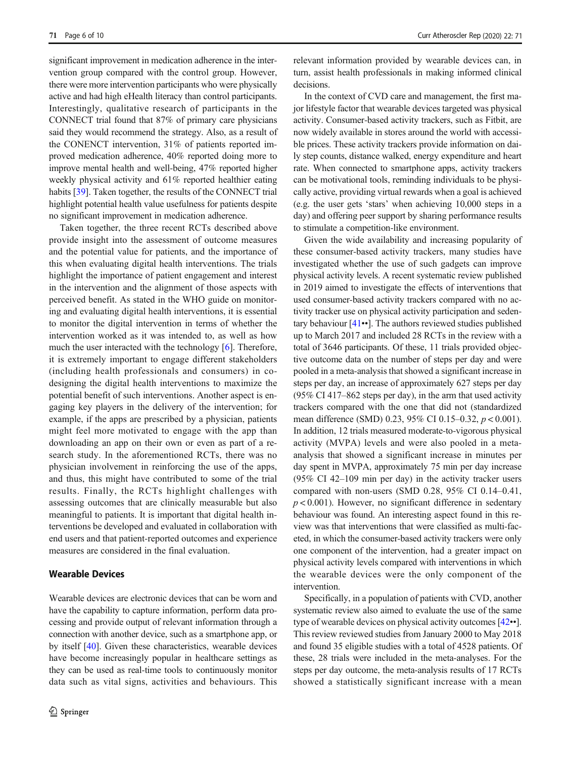significant improvement in medication adherence in the intervention group compared with the control group. However, there were more intervention participants who were physically active and had high eHealth literacy than control participants. Interestingly, qualitative research of participants in the CONNECT trial found that 87% of primary care physicians said they would recommend the strategy. Also, as a result of the CONENCT intervention, 31% of patients reported improved medication adherence, 40% reported doing more to improve mental health and well-being, 47% reported higher weekly physical activity and 61% reported healthier eating habits [39]. Taken together, the results of the CONNECT trial highlight potential health value usefulness for patients despite no significant improvement in medication adherence.

Taken together, the three recent RCTs described above provide insight into the assessment of outcome measures and the potential value for patients, and the importance of this when evaluating digital health interventions. The trials highlight the importance of patient engagement and interest in the intervention and the alignment of those aspects with perceived benefit. As stated in the WHO guide on monitoring and evaluating digital health interventions, it is essential to monitor the digital intervention in terms of whether the intervention worked as it was intended to, as well as how much the user interacted with the technology [6]. Therefore, it is extremely important to engage different stakeholders (including health professionals and consumers) in co-designing the digital health interventions to maximize the potential benefit of such interventions. Another aspect is engaging key players in the delivery of the intervention; for example, if the apps are prescribed by a physician, patients might feel more motivated to engage with the app than downloading an app on their own or even as part of a research study. In the aforementioned RCTs, there was no physician involvement in reinforcing the use of the apps, and thus, this might have contributed to some of the trial results. Finally, the RCTs highlight challenges with assessing outcomes that are clinically measurable but also meaningful to patients. It is important that digital health interventions be developed and evaluated in collaboration with end users and that patient-reported outcomes and experience measures are considered in the final evaluation.

## Wearable Devices

Wearable devices are electronic devices that can be worn and have the capability to capture information, perform data processing and provide output of relevant information through a connection with another device, such as a smartphone app, or by itself [40]. Given these characteristics, wearable devices have become increasingly popular in healthcare settings as they can be used as real-time tools to continuously monitor data such as vital signs, activities and behaviours. This relevant information provided by wearable devices can, in turn, assist health professionals in making informed clinical decisions.

In the context of CVD care and management, the first major lifestyle factor that wearable devices targeted was physical activity. Consumer-based activity trackers, such as Fitbit, are now widely available in stores around the world with accessible prices. These activity trackers provide information on daily step counts, distance walked, energy expenditure and heart rate. When connected to smartphone apps, activity trackers can be motivational tools, reminding individuals to be physically active, providing virtual rewards when a goal is achieved (e.g. the user gets 'stars' when achieving 10,000 steps in a day) and offering peer support by sharing performance results to stimulate a competition-like environment.

Given the wide availability and increasing popularity of these consumer-based activity trackers, many studies have investigated whether the use of such gadgets can improve physical activity levels. A recent systematic review published in 2019 aimed to investigate the effects of interventions that used consumer-based activity trackers compared with no activity tracker use on physical activity participation and sedentary behaviour [41••]. The authors reviewed studies published up to March 2017 and included 28 RCTs in the review with a total of 3646 participants. Of these, 11 trials provided objective outcome data on the number of steps per day and were pooled in a meta-analysis that showed a significant increase in steps per day, an increase of approximately 627 steps per day (95% CI 417–862 steps per day), in the arm that used activity trackers compared with the one that did not (standardized mean difference (SMD) 0.23, 95% CI 0.15–0.32, $p < 0.001$). In addition, 12 trials measured moderate-to-vigorous physical activity (MVPA) levels and were also pooled in a meta-analysis that showed a significant increase in minutes per day spent in MVPA, approximately 75 min per day increase (95% CI 42–109 min per day) in the activity tracker users compared with non-users (SMD 0.28, 95% CI 0.14–0.41, $p < 0.001$). However, no significant difference in sedentary behaviour was found. An interesting aspect found in this review was that interventions that were classified as multi-faceted, in which the consumer-based activity trackers were only one component of the intervention, had a greater impact on physical activity levels compared with interventions in which the wearable devices were the only component of the intervention.

Specifically, in a population of patients with CVD, another systematic review also aimed to evaluate the use of the same type of wearable devices on physical activity outcomes [42••]. This review reviewed studies from January 2000 to May 2018 and found 35 eligible studies with a total of 4528 patients. Of these, 28 trials were included in the meta-analyses. For the steps per day outcome, the meta-analysis results of 17 RCTs showed a statistically significant increase with a mean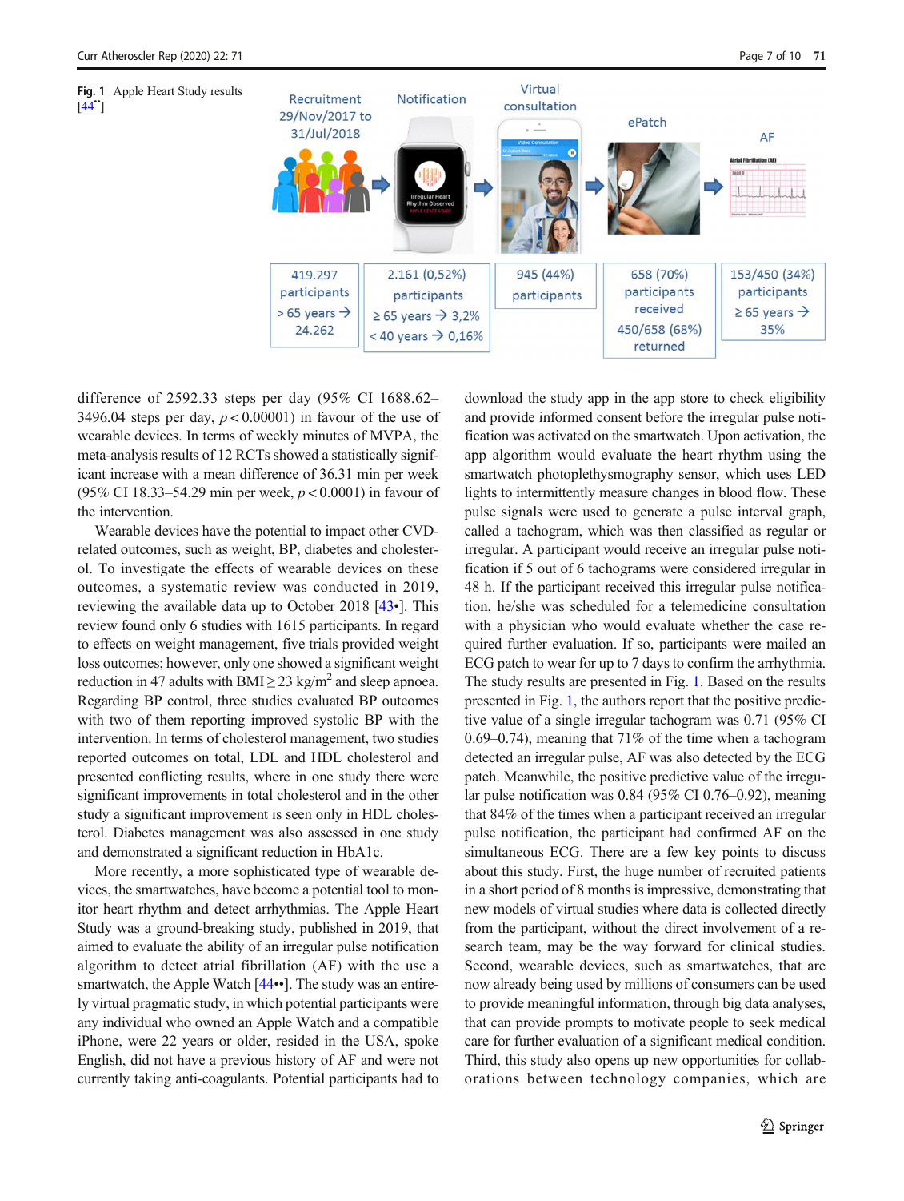**Fig. 1** Apple Heart Study results [44••]

| Recruitment 29/Nov/2017 to 31/Jul/2018 | Notification | Virtual consultation | ePatch | AF |
|---|---|---|---|---|
| 419.297 participants > 65 years → 24.262 | 2.161 (0,52%) participants ≥ 65 years → 3,2% < 40 years → 0,16% | 945 (44%) participants | 658 (70%) participants received 450/658 (68%) returned | 153/450 (34%) participants ≥ 65 years → 35% |

difference of 2592.33 steps per day (95% CI 1688.62–3496.04 steps per day, $p < 0.00001$) in favour of the use of wearable devices. In terms of weekly minutes of MVPA, the meta-analysis results of 12 RCTs showed a statistically significant increase with a mean difference of 36.31 min per week (95% CI 18.33–54.29 min per week, $p < 0.0001$) in favour of the intervention.

Wearable devices have the potential to impact other CVD-related outcomes, such as weight, BP, diabetes and cholesterol. To investigate the effects of wearable devices on these outcomes, a systematic review was conducted in 2019, reviewing the available data up to October 2018 [43•]. This review found only 6 studies with 1615 participants. In regard to effects on weight management, five trials provided weight loss outcomes; however, only one showed a significant weight reduction in 47 adults with BMI ≥ 23 kg/m$^2$ and sleep apnoea. Regarding BP control, three studies evaluated BP outcomes with two of them reporting improved systolic BP with the intervention. In terms of cholesterol management, two studies reported outcomes on total, LDL and HDL cholesterol and presented conflicting results, where in one study there were significant improvements in total cholesterol and in the other study a significant improvement is seen only in HDL cholesterol. Diabetes management was also assessed in one study and demonstrated a significant reduction in HbA1c.

More recently, a more sophisticated type of wearable devices, the smartwatches, have become a potential tool to monitor heart rhythm and detect arrhythmias. The Apple Heart Study was a ground-breaking study, published in 2019, that aimed to evaluate the ability of an irregular pulse notification algorithm to detect atrial fibrillation (AF) with the use a smartwatch, the Apple Watch [44••]. The study was an entirely virtual pragmatic study, in which potential participants were any individual who owned an Apple Watch and a compatible iPhone, were 22 years or older, resided in the USA, spoke English, did not have a previous history of AF and were not currently taking anti-coagulants. Potential participants had to download the study app in the app store to check eligibility and provide informed consent before the irregular pulse notification was activated on the smartwatch. Upon activation, the app algorithm would evaluate the heart rhythm using the smartwatch photoplethysmography sensor, which uses LED lights to intermittently measure changes in blood flow. These pulse signals were used to generate a pulse interval graph, called a tachogram, which was then classified as regular or irregular. A participant would receive an irregular pulse notification if 5 out of 6 tachograms were considered irregular in 48 h. If the participant received this irregular pulse notification, he/she was scheduled for a telemedicine consultation with a physician who would evaluate whether the case required further evaluation. If so, participants were mailed an ECG patch to wear for up to 7 days to confirm the arrhythmia. The study results are presented in Fig. 1. Based on the results presented in Fig. 1, the authors report that the positive predictive value of a single irregular tachogram was 0.71 (95% CI 0.69–0.74), meaning that 71% of the time when a tachogram detected an irregular pulse, AF was also detected by the ECG patch. Meanwhile, the positive predictive value of the irregular pulse notification was 0.84 (95% CI 0.76–0.92), meaning that 84% of the times when a participant received an irregular pulse notification, the participant had confirmed AF on the simultaneous ECG. There are a few key points to discuss about this study. First, the huge number of recruited patients in a short period of 8 months is impressive, demonstrating that new models of virtual studies where data is collected directly from the participant, without the direct involvement of a research team, may be the way forward for clinical studies. Second, wearable devices, such as smartwatches, that are now already being used by millions of consumers can be used to provide meaningful information, through big data analyses, that can provide prompts to motivate people to seek medical care for further evaluation of a significant medical condition. Third, this study also opens up new opportunities for collaborations between technology companies, which are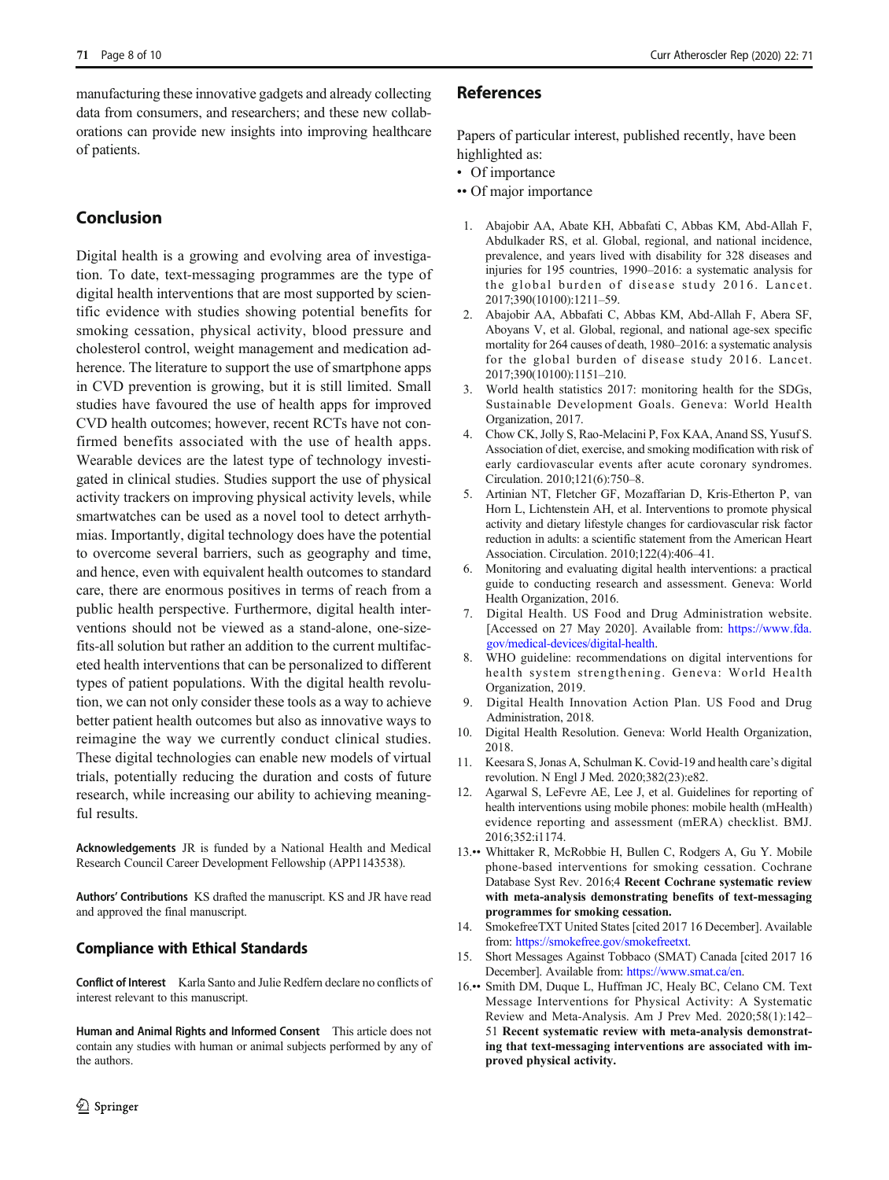manufacturing these innovative gadgets and already collecting data from consumers, and researchers; and these new collaborations can provide new insights into improving healthcare of patients.

## Conclusion

Digital health is a growing and evolving area of investigation. To date, text-messaging programmes are the type of digital health interventions that are most supported by scientific evidence with studies showing potential benefits for smoking cessation, physical activity, blood pressure and cholesterol control, weight management and medication adherence. The literature to support the use of smartphone apps in CVD prevention is growing, but it is still limited. Small studies have favoured the use of health apps for improved CVD health outcomes; however, recent RCTs have not confirmed benefits associated with the use of health apps. Wearable devices are the latest type of technology investigated in clinical studies. Studies support the use of physical activity trackers on improving physical activity levels, while smartwatches can be used as a novel tool to detect arrhythmias. Importantly, digital technology does have the potential to overcome several barriers, such as geography and time, and hence, even with equivalent health outcomes to standard care, there are enormous positives in terms of reach from a public health perspective. Furthermore, digital health interventions should not be viewed as a stand-alone, one-size-fits-all solution but rather an addition to the current multifaceted health interventions that can be personalized to different types of patient populations. With the digital health revolution, we can not only consider these tools as a way to achieve better patient health outcomes but also as innovative ways to reimagine the way we currently conduct clinical studies. These digital technologies can enable new models of virtual trials, potentially reducing the duration and costs of future research, while increasing our ability to achieving meaningful results.

**Acknowledgements** JR is funded by a National Health and Medical Research Council Career Development Fellowship (APP1143538).

**Authors' Contributions** KS drafted the manuscript. KS and JR have read and approved the final manuscript.

### Compliance with Ethical Standards

**Conflict of Interest** Karla Santo and Julie Redfern declare no conflicts of interest relevant to this manuscript.

**Human and Animal Rights and Informed Consent** This article does not contain any studies with human or animal subjects performed by any of the authors.

## References

Papers of particular interest, published recently, have been highlighted as:

- • Of importance
- •• Of major importance

1. Abajobir AA, Abate KH, Abbafati C, Abbas KM, Abd-Allah F, Abdulkader RS, et al. Global, regional, and national incidence, prevalence, and years lived with disability for 328 diseases and injuries for 195 countries, 1990–2016: a systematic analysis for the global burden of disease study 2016. Lancet. 2017;390(10100):1211–59.
2. Abajobir AA, Abbafati C, Abbas KM, Abd-Allah F, Abera SF, Aboyans V, et al. Global, regional, and national age-sex specific mortality for 264 causes of death, 1980–2016: a systematic analysis for the global burden of disease study 2016. Lancet. 2017;390(10100):1151–210.
3. World health statistics 2017: monitoring health for the SDGs, Sustainable Development Goals. Geneva: World Health Organization, 2017.
4. Chow CK, Jolly S, Rao-Melacini P, Fox KAA, Anand SS, Yusuf S. Association of diet, exercise, and smoking modification with risk of early cardiovascular events after acute coronary syndromes. Circulation. 2010;121(6):750–8.
5. Artinian NT, Fletcher GF, Mozaffarian D, Kris-Etherton P, van Horn L, Lichtenstein AH, et al. Interventions to promote physical activity and dietary lifestyle changes for cardiovascular risk factor reduction in adults: a scientific statement from the American Heart Association. Circulation. 2010;122(4):406–41.
6. Monitoring and evaluating digital health interventions: a practical guide to conducting research and assessment. Geneva: World Health Organization, 2016.
7. Digital Health. US Food and Drug Administration website. [Accessed on 27 May 2020]. Available from: https://www.fda.gov/medical-devices/digital-health.
8. WHO guideline: recommendations on digital interventions for health system strengthening. Geneva: World Health Organization, 2019.
9. Digital Health Innovation Action Plan. US Food and Drug Administration, 2018.
10. Digital Health Resolution. Geneva: World Health Organization, 2018.
11. Keesara S, Jonas A, Schulman K. Covid-19 and health care's digital revolution. N Engl J Med. 2020;382(23):e82.
12. Agarwal S, LeFevre AE, Lee J, et al. Guidelines for reporting of health interventions using mobile phones: mobile health (mHealth) evidence reporting and assessment (mERA) checklist. BMJ. 2016;352:i1174.
13. •• Whittaker R, McRobbie H, Bullen C, Rodgers A, Gu Y. Mobile phone-based interventions for smoking cessation. Cochrane Database Syst Rev. 2016;4 **Recent Cochrane systematic review with meta-analysis demonstrating benefits of text-messaging programmes for smoking cessation.**
14. SmokefreeTXT United States [cited 2017 16 December]. Available from: https://smokefree.gov/smokefreetxt.
15. Short Messages Against Tobbaco (SMAT) Canada [cited 2017 16 December]. Available from: https://www.smat.ca/en.
16. •• Smith DM, Duque L, Huffman JC, Healy BC, Celano CM. Text Message Interventions for Physical Activity: A Systematic Review and Meta-Analysis. Am J Prev Med. 2020;58(1):142–51 **Recent systematic review with meta-analysis demonstrating that text-messaging interventions are associated with improved physical activity.**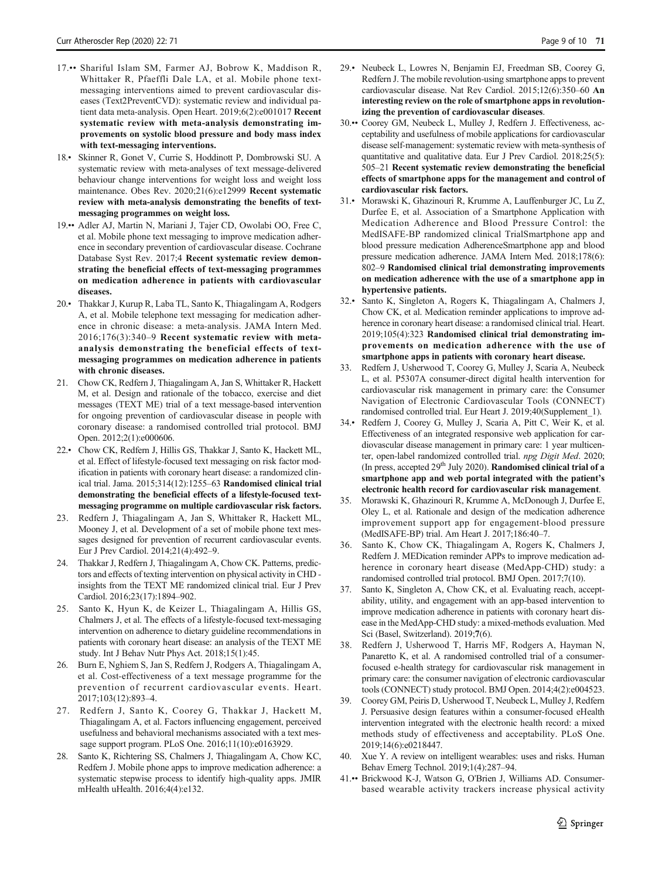17.•• Shariful Islam SM, Farmer AJ, Bobrow K, Maddison R, Whittaker R, Pfaeffli Dale LA, et al. Mobile phone text-messaging interventions aimed to prevent cardiovascular diseases (Text2PreventCVD): systematic review and individual patient data meta-analysis. Open Heart. 2019;6(2):e001017 **Recent systematic review with meta-analysis demonstrating improvements on systolic blood pressure and body mass index with text-messaging interventions.**

18.• Skinner R, Gonet V, Currie S, Hoddinott P, Dombrowski SU. A systematic review with meta-analyses of text message-delivered behaviour change interventions for weight loss and weight loss maintenance. Obes Rev. 2020;21(6):e12999 **Recent systematic review with meta-analysis demonstrating the benefits of text-messaging programmes on weight loss.**

19.•• Adler AJ, Martin N, Mariani J, Tajer CD, Owolabi OO, Free C, et al. Mobile phone text messaging to improve medication adherence in secondary prevention of cardiovascular disease. Cochrane Database Syst Rev. 2017;4 **Recent systematic review demonstrating the beneficial effects of text-messaging programmes on medication adherence in patients with cardiovascular diseases.**

20.• Thakkar J, Kurup R, Laba TL, Santo K, Thiagalingam A, Rodgers A, et al. Mobile telephone text messaging for medication adherence in chronic disease: a meta-analysis. JAMA Intern Med. 2016;176(3):340–9 **Recent systematic review with meta-analysis demonstrating the beneficial effects of text-messaging programmes on medication adherence in patients with chronic diseases.**

21. Chow CK, Redfern J, Thiagalingam A, Jan S, Whittaker R, Hackett M, et al. Design and rationale of the tobacco, exercise and diet messages (TEXT ME) trial of a text message-based intervention for ongoing prevention of cardiovascular disease in people with coronary disease: a randomised controlled trial protocol. BMJ Open. 2012;2(1):e000606.

22.• Chow CK, Redfern J, Hillis GS, Thakkar J, Santo K, Hackett ML, et al. Effect of lifestyle-focused text messaging on risk factor modification in patients with coronary heart disease: a randomized clinical trial. Jama. 2015;314(12):1255–63 **Randomised clinical trial demonstrating the beneficial effects of a lifestyle-focused text-messaging programme on multiple cardiovascular risk factors.**

23. Redfern J, Thiagalingam A, Jan S, Whittaker R, Hackett ML, Mooney J, et al. Development of a set of mobile phone text messages designed for prevention of recurrent cardiovascular events. Eur J Prev Cardiol. 2014;21(4):492–9.

24. Thakkar J, Redfern J, Thiagalingam A, Chow CK. Patterns, predictors and effects of texting intervention on physical activity in CHD - insights from the TEXT ME randomized clinical trial. Eur J Prev Cardiol. 2016;23(17):1894–902.

25. Santo K, Hyun K, de Keizer L, Thiagalingam A, Hillis GS, Chalmers J, et al. The effects of a lifestyle-focused text-messaging intervention on adherence to dietary guideline recommendations in patients with coronary heart disease: an analysis of the TEXT ME study. Int J Behav Nutr Phys Act. 2018;15(1):45.

26. Burn E, Nghiem S, Jan S, Redfern J, Rodgers A, Thiagalingam A, et al. Cost-effectiveness of a text message programme for the prevention of recurrent cardiovascular events. Heart. 2017;103(12):893–4.

27. Redfern J, Santo K, Coorey G, Thakkar J, Hackett M, Thiagalingam A, et al. Factors influencing engagement, perceived usefulness and behavioral mechanisms associated with a text message support program. PLoS One. 2016;11(10):e0163929.

28. Santo K, Richtering SS, Chalmers J, Thiagalingam A, Chow KC, Redfern J. Mobile phone apps to improve medication adherence: a systematic stepwise process to identify high-quality apps. JMIR mHealth uHealth. 2016;4(4):e132.

29.• Neubeck L, Lowres N, Benjamin EJ, Freedman SB, Coorey G, Redfern J. The mobile revolution-using smartphone apps to prevent cardiovascular disease. Nat Rev Cardiol. 2015;12(6):350–60 **An interesting review on the role of smartphone apps in revolutionizing the prevention of cardiovascular diseases**.

30.•• Coorey GM, Neubeck L, Mulley J, Redfern J. Effectiveness, acceptability and usefulness of mobile applications for cardiovascular disease self-management: systematic review with meta-synthesis of quantitative and qualitative data. Eur J Prev Cardiol. 2018;25(5):505–21 **Recent systematic review demonstrating the beneficial effects of smartphone apps for the management and control of cardiovascular risk factors.**

31.• Morawski K, Ghazinouri R, Krumme A, Lauffenburger JC, Lu Z, Durfee E, et al. Association of a Smartphone Application with Medication Adherence and Blood Pressure Control: the MedISAFE-BP randomized clinical TrialSmartphone app and blood pressure medication AdherenceSmartphone app and blood pressure medication adherence. JAMA Intern Med. 2018;178(6):802–9 **Randomised clinical trial demonstrating improvements on medication adherence with the use of a smartphone app in hypertensive patients.**

32.• Santo K, Singleton A, Rogers K, Thiagalingam A, Chalmers J, Chow CK, et al. Medication reminder applications to improve adherence in coronary heart disease: a randomised clinical trial. Heart. 2019;105(4):323 **Randomised clinical trial demonstrating improvements on medication adherence with the use of smartphone apps in patients with coronary heart disease.**

33. Redfern J, Usherwood T, Coorey G, Mulley J, Scaria A, Neubeck L, et al. P5307A consumer-direct digital health intervention for cardiovascular risk management in primary care: the Consumer Navigation of Electronic Cardiovascular Tools (CONNECT) randomised controlled trial. Eur Heart J. 2019;40(Supplement_1).

34.• Redfern J, Coorey G, Mulley J, Scaria A, Pitt C, Weir K, et al. Effectiveness of an integrated responsive web application for cardiovascular disease management in primary care: 1 year multicenter, open-label randomized controlled trial. *npg Digit Med*. 2020; (In press, accepted 29th July 2020). **Randomised clinical trial of a smartphone app and web portal integrated with the patient's electronic health record for cardiovascular risk management**.

35. Morawski K, Ghazinouri R, Krumme A, McDonough J, Durfee E, Oley L, et al. Rationale and design of the medication adherence improvement support app for engagement-blood pressure (MedISAFE-BP) trial. Am Heart J. 2017;186:40–7.

36. Santo K, Chow CK, Thiagalingam A, Rogers K, Chalmers J, Redfern J. MEDication reminder APPs to improve medication adherence in coronary heart disease (MedApp-CHD) study: a randomised controlled trial protocol. BMJ Open. 2017;7(10).

37. Santo K, Singleton A, Chow CK, et al. Evaluating reach, acceptability, utility, and engagement with an app-based intervention to improve medication adherence in patients with coronary heart disease in the MedApp-CHD study: a mixed-methods evaluation. Med Sci (Basel, Switzerland). 2019;**7**(6).

38. Redfern J, Usherwood T, Harris MF, Rodgers A, Hayman N, Panaretto K, et al. A randomised controlled trial of a consumer-focused e-health strategy for cardiovascular risk management in primary care: the consumer navigation of electronic cardiovascular tools (CONNECT) study protocol. BMJ Open. 2014;4(2):e004523.

39. Coorey GM, Peiris D, Usherwood T, Neubeck L, Mulley J, Redfern J. Persuasive design features within a consumer-focused eHealth intervention integrated with the electronic health record: a mixed methods study of effectiveness and acceptability. PLoS One. 2019;14(6):e0218447.

40. Xue Y. A review on intelligent wearables: uses and risks. Human Behav Emerg Technol. 2019;1(4):287–94.

41.•• Brickwood K-J, Watson G, O'Brien J, Williams AD. Consumer-based wearable activity trackers increase physical activity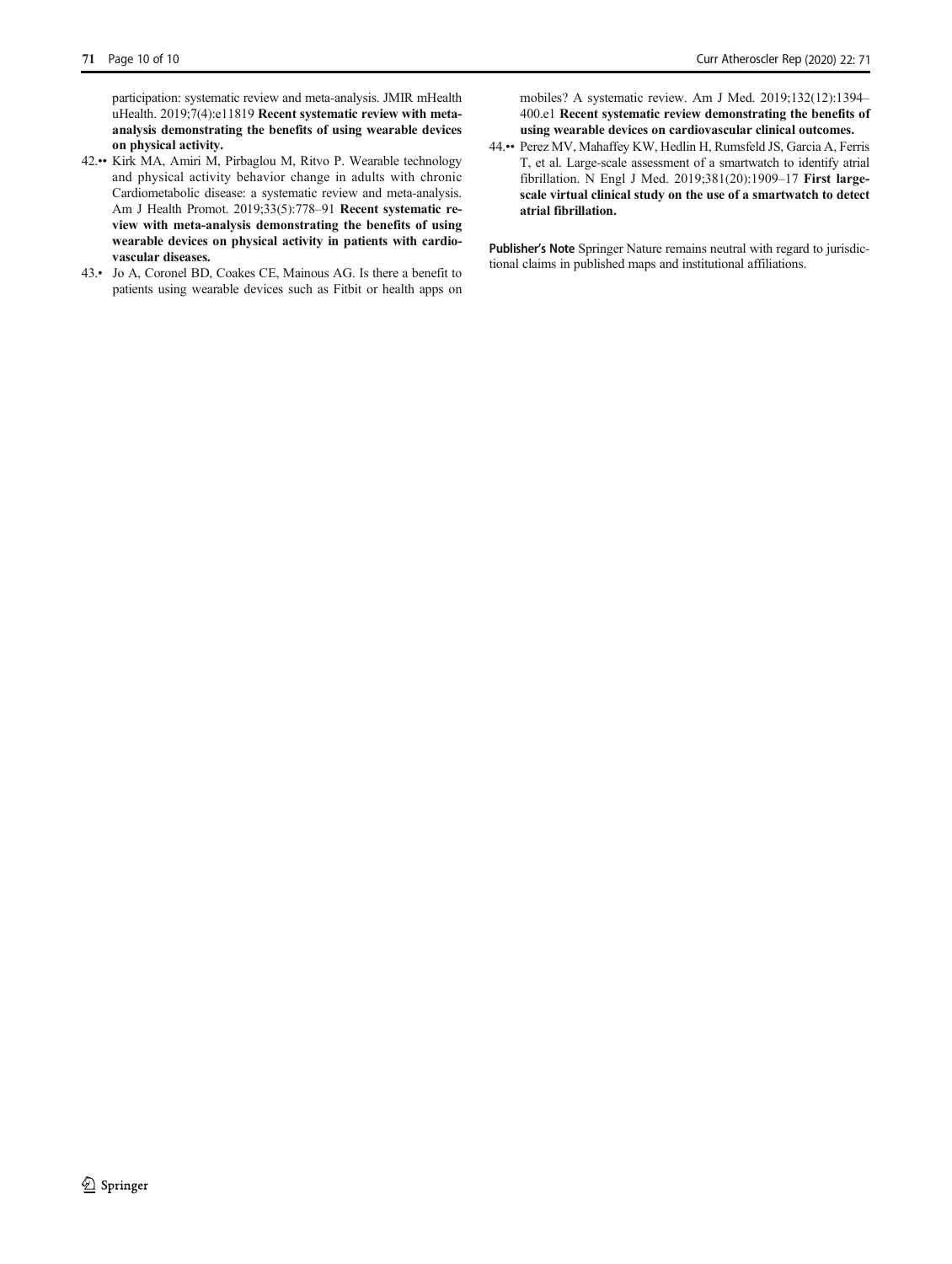participation: systematic review and meta-analysis. JMIR mHealth uHealth. 2019;7(4):e11819 **Recent systematic review with meta-analysis demonstrating the benefits of using wearable devices on physical activity.**

42.•• Kirk MA, Amiri M, Pirbaglou M, Ritvo P. Wearable technology and physical activity behavior change in adults with chronic Cardiometabolic disease: a systematic review and meta-analysis. Am J Health Promot. 2019;33(5):778–91 **Recent systematic review with meta-analysis demonstrating the benefits of using wearable devices on physical activity in patients with cardiovascular diseases.**

43.• Jo A, Coronel BD, Coakes CE, Mainous AG. Is there a benefit to patients using wearable devices such as Fitbit or health apps on mobiles? A systematic review. Am J Med. 2019;132(12):1394–400.e1 **Recent systematic review demonstrating the benefits of using wearable devices on cardiovascular clinical outcomes.**

44.•• Perez MV, Mahaffey KW, Hedlin H, Rumsfeld JS, Garcia A, Ferris T, et al. Large-scale assessment of a smartwatch to identify atrial fibrillation. N Engl J Med. 2019;381(20):1909–17 **First large-scale virtual clinical study on the use of a smartwatch to detect atrial fibrillation.**

**Publisher's Note** Springer Nature remains neutral with regard to jurisdictional claims in published maps and institutional affiliations.